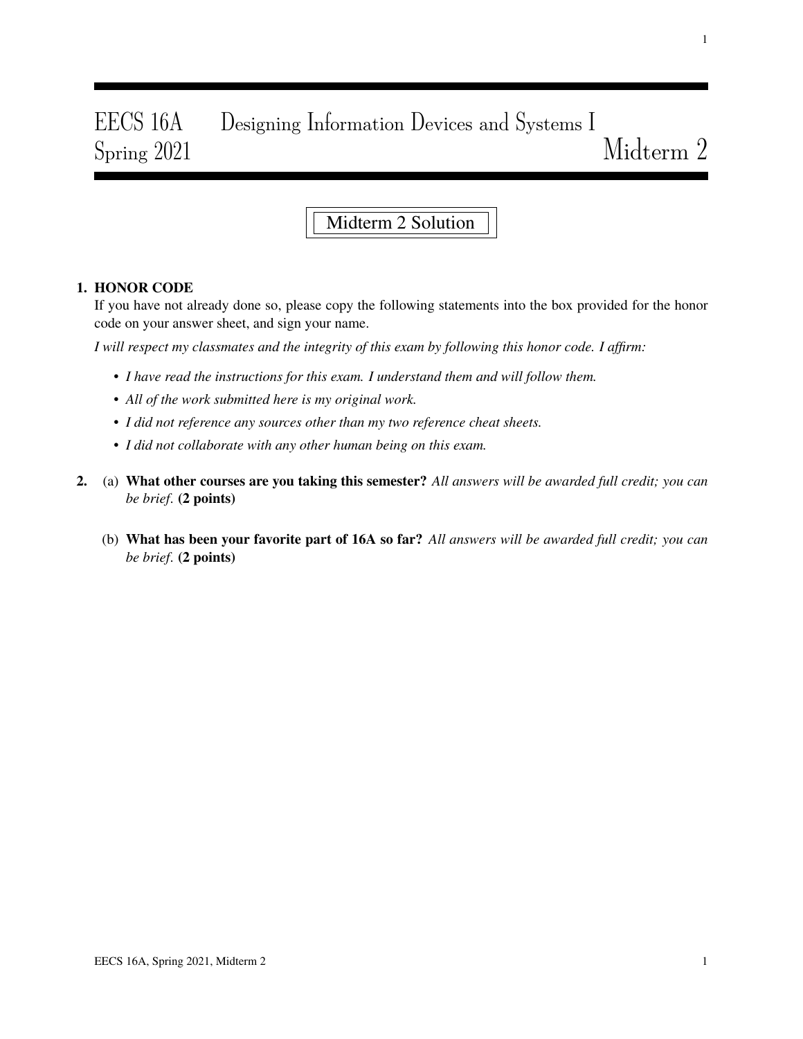# EECS 16A Designing Information Devices and Systems I
## Spring 2021 Midterm 2

**Midterm 2 Solution**

**1. HONOR CODE**

If you have not already done so, please copy the following statements into the box provided for the honor code on your answer sheet, and sign your name.

*I will respect my classmates and the integrity of this exam by following this honor code. I affirm:*

- *I have read the instructions for this exam. I understand them and will follow them.*
- *All of the work submitted here is my original work.*
- *I did not reference any sources other than my two reference cheat sheets.*
- *I did not collaborate with any other human being on this exam.*

**2.** (a) **What other courses are you taking this semester?** *All answers will be awarded full credit; you can be brief.* **(2 points)**

(b) **What has been your favorite part of 16A so far?** *All answers will be awarded full credit; you can be brief.* **(2 points)**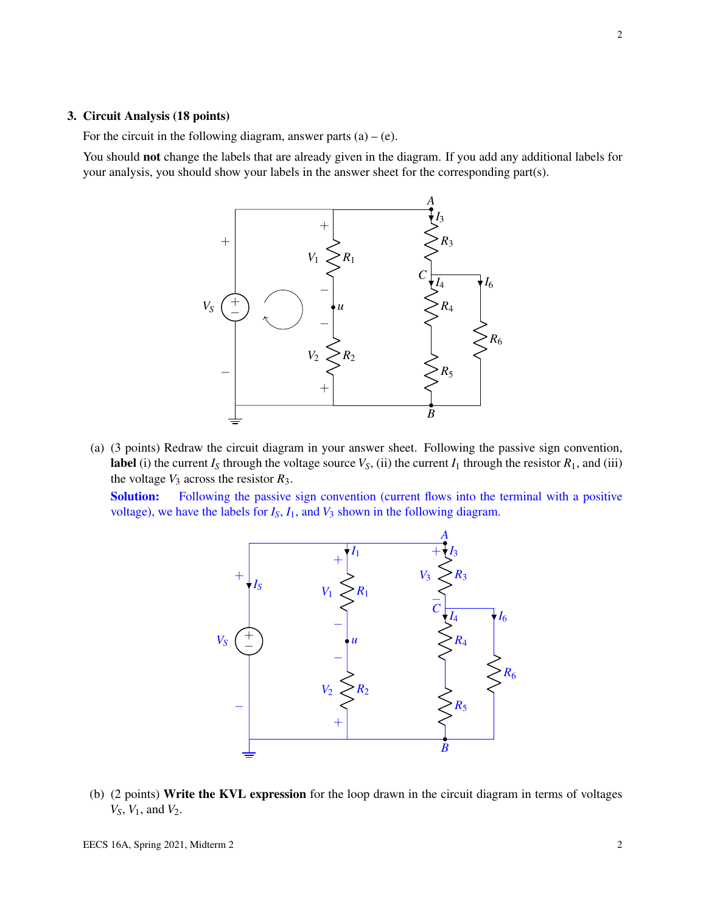**3. Circuit Analysis (18 points)**

For the circuit in the following diagram, answer parts (a) – (e).

You should **not** change the labels that are already given in the diagram. If you add any additional labels for your analysis, you should show your labels in the answer sheet for the corresponding part(s).

(a) (3 points) Redraw the circuit diagram in your answer sheet. Following the passive sign convention, **label** (i) the current $I_S$ through the voltage source $V_S$, (ii) the current $I_1$ through the resistor $R_1$, and (iii) the voltage $V_3$ across the resistor $R_3$.

**Solution:** Following the passive sign convention (current flows into the terminal with a positive voltage), we have the labels for $I_S$, $I_1$, and $V_3$ shown in the following diagram.

(b) (2 points) **Write the KVL expression** for the loop drawn in the circuit diagram in terms of voltages $V_S$, $V_1$, and $V_2$.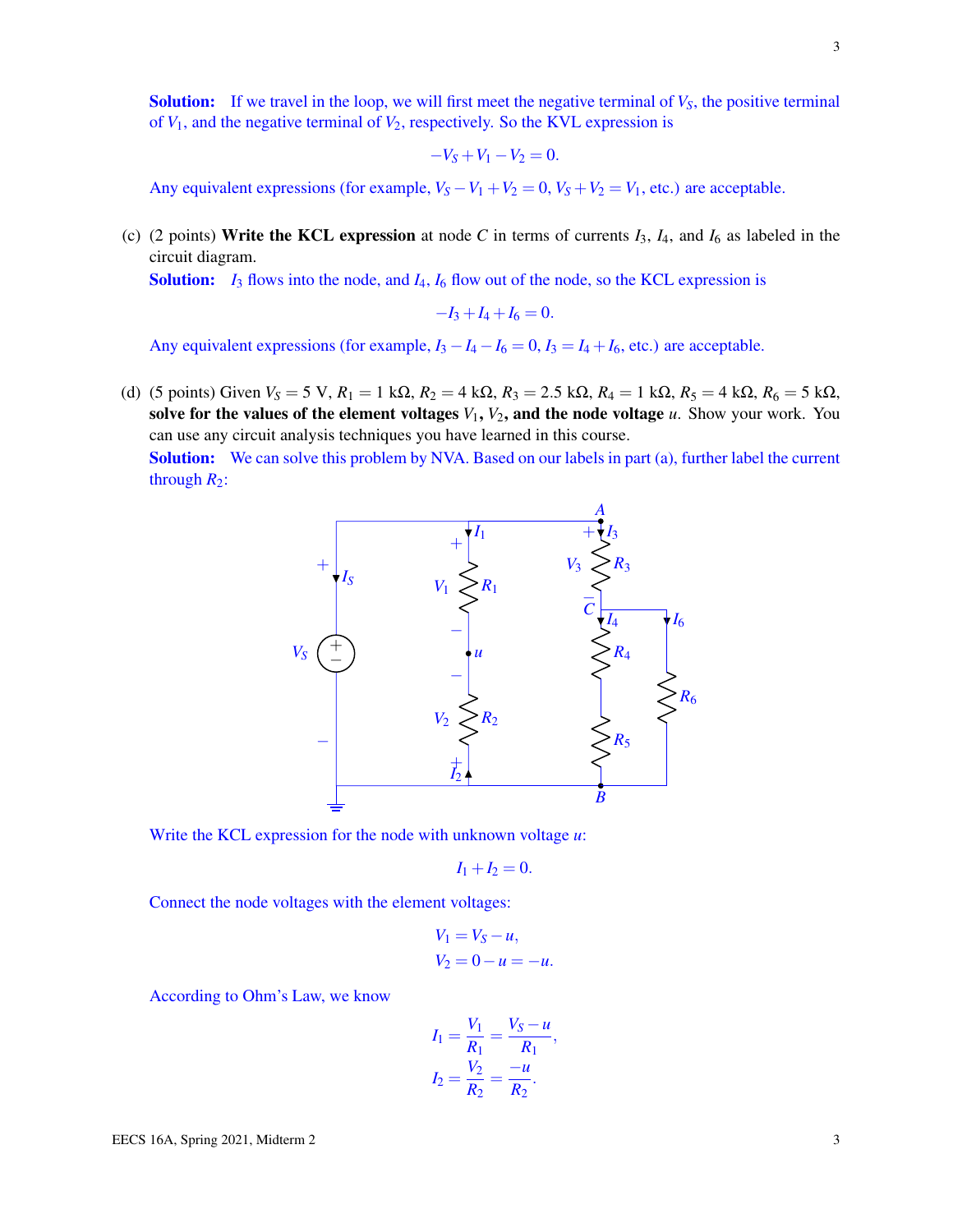**Solution:** If we travel in the loop, we will first meet the negative terminal of $V_S$, the positive terminal of $V_1$, and the negative terminal of $V_2$, respectively. So the KVL expression is

$$-V_S + V_1 - V_2 = 0.$$

Any equivalent expressions (for example, $V_S - V_1 + V_2 = 0$, $V_S + V_2 = V_1$, etc.) are acceptable.

(c) (2 points) **Write the KCL expression** at node $C$ in terms of currents $I_3$, $I_4$, and $I_6$ as labeled in the circuit diagram.

**Solution:** $I_3$ flows into the node, and $I_4$, $I_6$ flow out of the node, so the KCL expression is

$$-I_3 + I_4 + I_6 = 0.$$

Any equivalent expressions (for example, $I_3 - I_4 - I_6 = 0$, $I_3 = I_4 + I_6$, etc.) are acceptable.

(d) (5 points) Given $V_S = 5$ V, $R_1 = 1$ kΩ, $R_2 = 4$ kΩ, $R_3 = 2.5$ kΩ, $R_4 = 1$ kΩ, $R_5 = 4$ kΩ, $R_6 = 5$ kΩ, **solve for the values of the element voltages $V_1$, $V_2$, and the node voltage $u$.** Show your work. You can use any circuit analysis techniques you have learned in this course.

**Solution:** We can solve this problem by NVA. Based on our labels in part (a), further label the current through $R_2$:

Write the KCL expression for the node with unknown voltage $u$:

$$I_1 + I_2 = 0.$$

Connect the node voltages with the element voltages:

$$V_1 = V_S - u,$$
$$V_2 = 0 - u = -u.$$

According to Ohm's Law, we know

$$I_1 = \frac{V_1}{R_1} = \frac{V_S - u}{R_1},$$
$$I_2 = \frac{V_2}{R_2} = \frac{-u}{R_2}.$$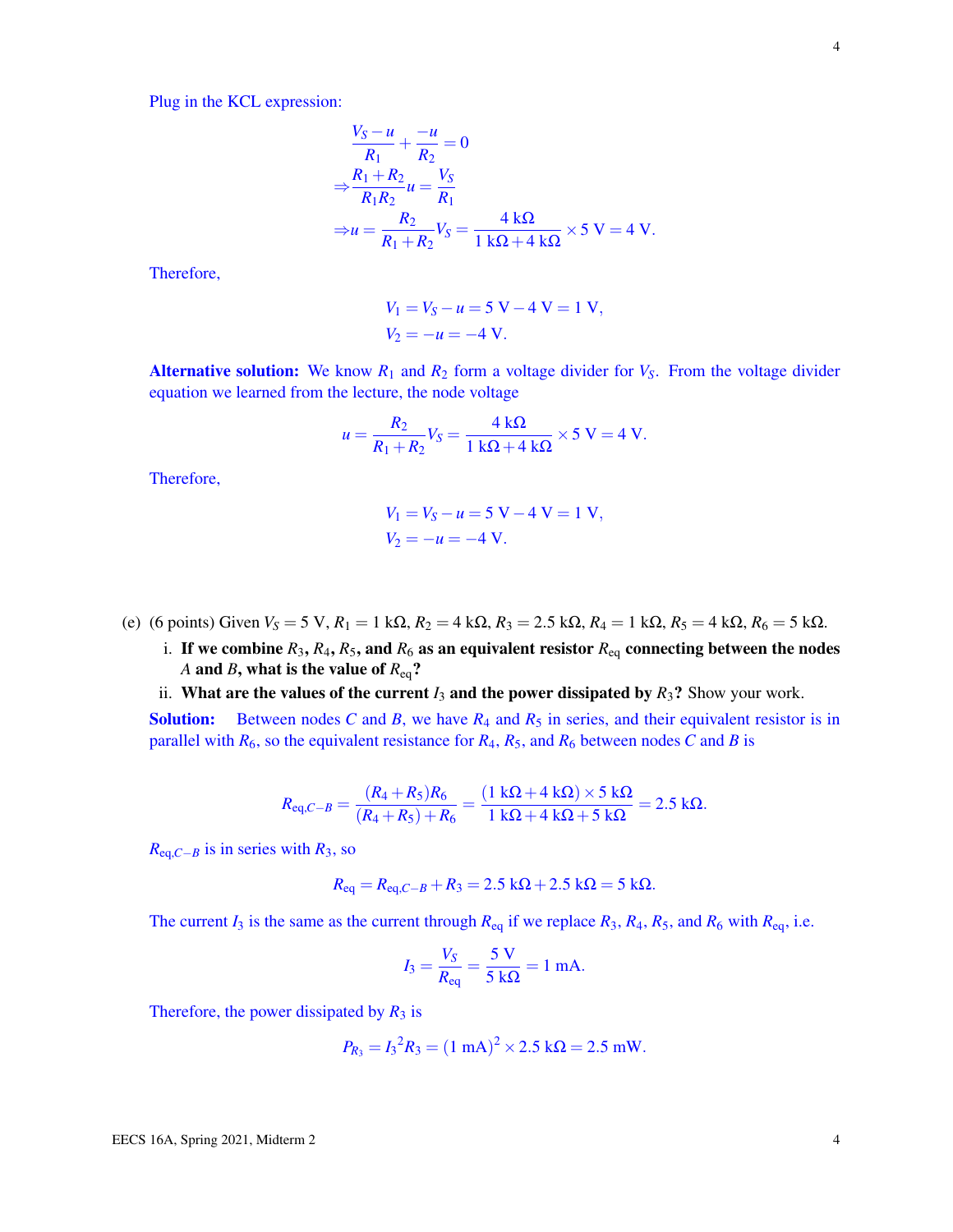Plug in the KCL expression:

$$\frac{V_S - u}{R_1} + \frac{-u}{R_2} = 0$$
$$\Rightarrow \frac{R_1 + R_2}{R_1 R_2} u = \frac{V_S}{R_1}$$
$$\Rightarrow u = \frac{R_2}{R_1 + R_2} V_S = \frac{4 \text{ k}\Omega}{1 \text{ k}\Omega + 4 \text{ k}\Omega} \times 5 \text{ V} = 4 \text{ V}.$$

Therefore,

$$V_1 = V_S - u = 5 \text{ V} - 4 \text{ V} = 1 \text{ V},$$
$$V_2 = -u = -4 \text{ V}.$$

**Alternative solution:** We know $R_1$ and $R_2$ form a voltage divider for $V_S$. From the voltage divider equation we learned from the lecture, the node voltage

$$u = \frac{R_2}{R_1 + R_2} V_S = \frac{4 \text{ k}\Omega}{1 \text{ k}\Omega + 4 \text{ k}\Omega} \times 5 \text{ V} = 4 \text{ V}.$$

Therefore,

$$V_1 = V_S - u = 5 \text{ V} - 4 \text{ V} = 1 \text{ V},$$
$$V_2 = -u = -4 \text{ V}.$$

(e) (6 points) Given $V_S = 5$ V, $R_1 = 1$ k$\Omega$, $R_2 = 4$ k$\Omega$, $R_3 = 2.5$ k$\Omega$, $R_4 = 1$ k$\Omega$, $R_5 = 4$ k$\Omega$, $R_6 = 5$ k$\Omega$.

i. **If we combine $R_3$, $R_4$, $R_5$, and $R_6$ as an equivalent resistor $R_{\text{eq}}$ connecting between the nodes $A$ and $B$, what is the value of $R_{\text{eq}}$?**

ii. **What are the values of the current $I_3$ and the power dissipated by $R_3$?** Show your work.

**Solution:** Between nodes $C$ and $B$, we have $R_4$ and $R_5$ in series, and their equivalent resistor is in parallel with $R_6$, so the equivalent resistance for $R_4$, $R_5$, and $R_6$ between nodes $C$ and $B$ is

$$R_{\text{eq},C-B} = \frac{(R_4 + R_5)R_6}{(R_4 + R_5) + R_6} = \frac{(1 \text{ k}\Omega + 4 \text{ k}\Omega) \times 5 \text{ k}\Omega}{1 \text{ k}\Omega + 4 \text{ k}\Omega + 5 \text{ k}\Omega} = 2.5 \text{ k}\Omega.$$

$R_{\text{eq},C-B}$ is in series with $R_3$, so

$$R_{\text{eq}} = R_{\text{eq},C-B} + R_3 = 2.5 \text{ k}\Omega + 2.5 \text{ k}\Omega = 5 \text{ k}\Omega.$$

The current $I_3$ is the same as the current through $R_{\text{eq}}$ if we replace $R_3$, $R_4$, $R_5$, and $R_6$ with $R_{\text{eq}}$, i.e.

$$I_3 = \frac{V_S}{R_{\text{eq}}} = \frac{5 \text{ V}}{5 \text{ k}\Omega} = 1 \text{ mA}.$$

Therefore, the power dissipated by $R_3$ is

$$P_{R_3} = {I_3}^2 R_3 = (1 \text{ mA})^2 \times 2.5 \text{ k}\Omega = 2.5 \text{ mW}.$$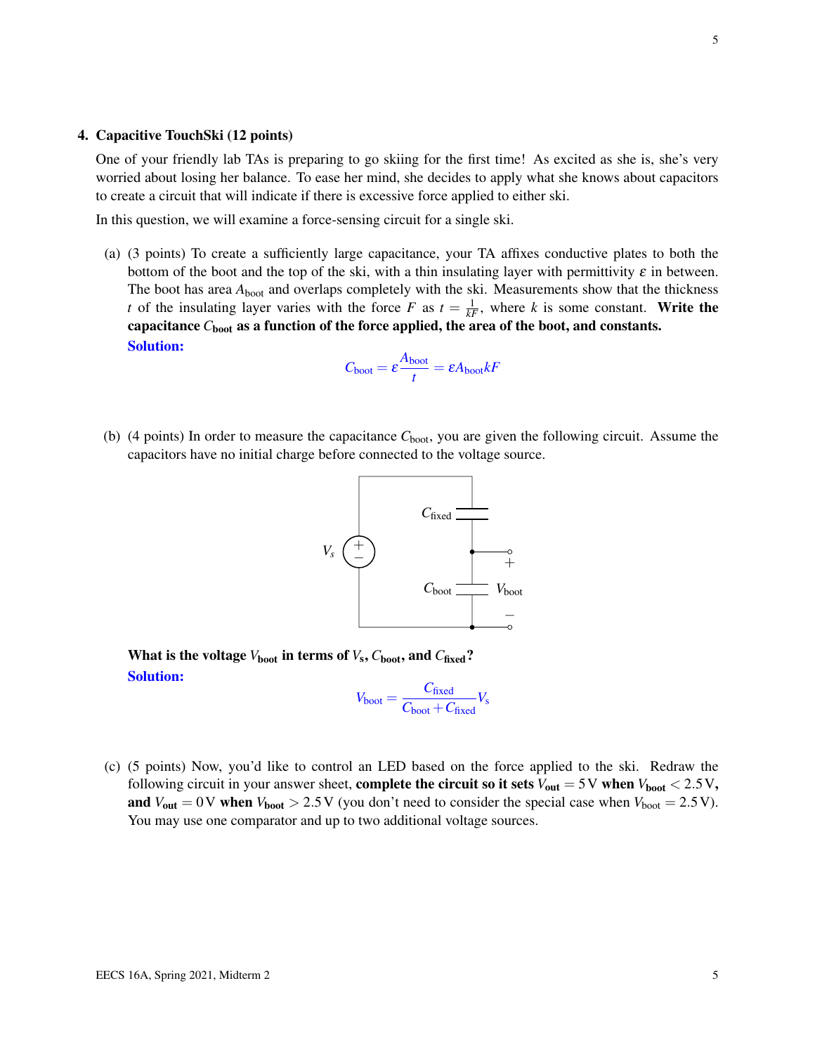### 4. Capacitive TouchSki (12 points)

One of your friendly lab TAs is preparing to go skiing for the first time! As excited as she is, she's very worried about losing her balance. To ease her mind, she decides to apply what she knows about capacitors to create a circuit that will indicate if there is excessive force applied to either ski.

In this question, we will examine a force-sensing circuit for a single ski.

(a) (3 points) To create a sufficiently large capacitance, your TA affixes conductive plates to both the bottom of the boot and the top of the ski, with a thin insulating layer with permittivity $\varepsilon$ in between. The boot has area $A_{\text{boot}}$ and overlaps completely with the ski. Measurements show that the thickness $t$ of the insulating layer varies with the force $F$ as $t = \frac{1}{kF}$, where $k$ is some constant. **Write the capacitance $C_{\text{boot}}$ as a function of the force applied, the area of the boot, and constants.**

**Solution:**

$$C_{\text{boot}} = \varepsilon \frac{A_{\text{boot}}}{t} = \varepsilon A_{\text{boot}} k F$$

(b) (4 points) In order to measure the capacitance $C_{\text{boot}}$, you are given the following circuit. Assume the capacitors have no initial charge before connected to the voltage source.

**What is the voltage $V_{\text{boot}}$ in terms of $V_s$, $C_{\text{boot}}$, and $C_{\text{fixed}}$?**

**Solution:**

$$V_{\text{boot}} = \frac{C_{\text{fixed}}}{C_{\text{boot}} + C_{\text{fixed}}} V_s$$

(c) (5 points) Now, you'd like to control an LED based on the force applied to the ski. Redraw the following circuit in your answer sheet, **complete the circuit so it sets $V_{\text{out}} = 5\,\text{V}$ when $V_{\text{boot}} < 2.5\,\text{V}$, and $V_{\text{out}} = 0\,\text{V}$ when $V_{\text{boot}} > 2.5\,\text{V}$** (you don't need to consider the special case when $V_{\text{boot}} = 2.5\,\text{V}$). You may use one comparator and up to two additional voltage sources.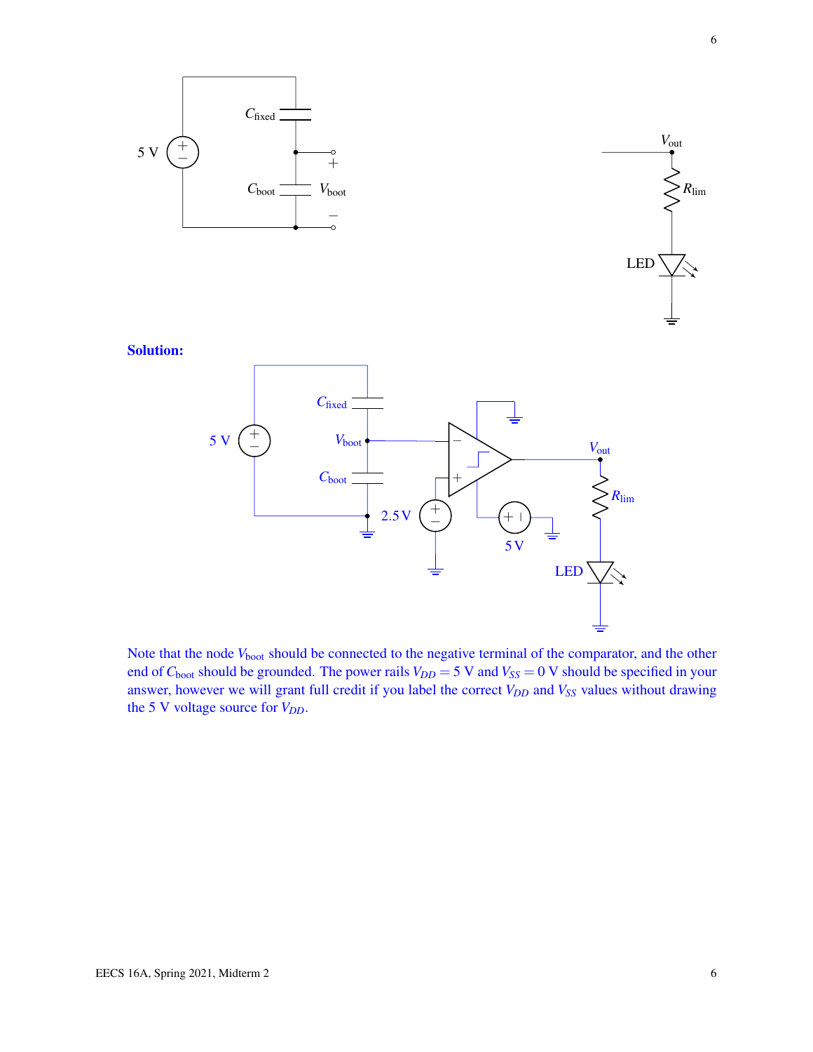**Solution:**

Note that the node $V_{\text{boot}}$ should be connected to the negative terminal of the comparator, and the other end of $C_{\text{boot}}$ should be grounded. The power rails $V_{DD} = 5$ V and $V_{SS} = 0$ V should be specified in your answer, however we will grant full credit if you label the correct $V_{DD}$ and $V_{SS}$ values without drawing the 5 V voltage source for $V_{DD}$.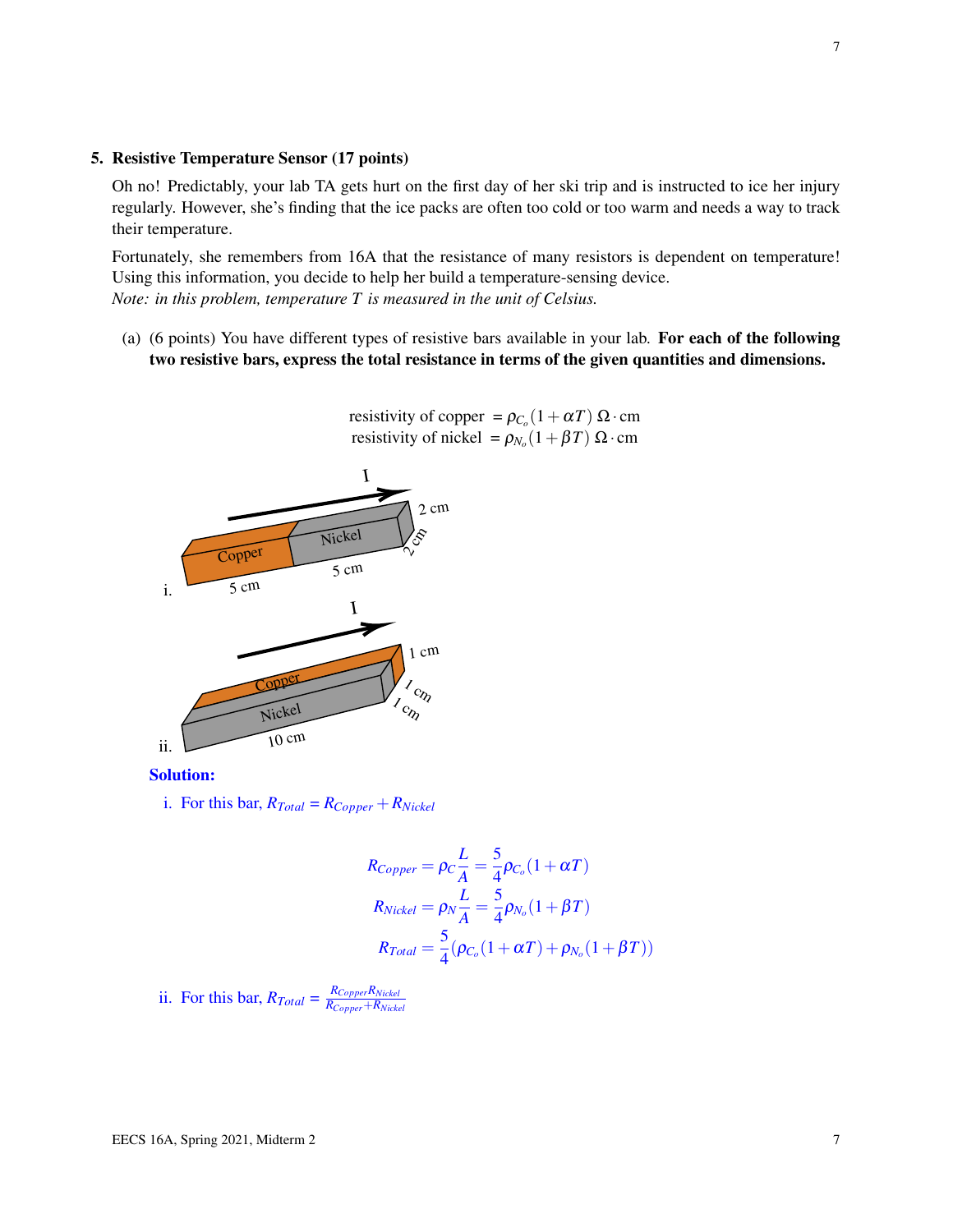## 5. Resistive Temperature Sensor (17 points)

Oh no! Predictably, your lab TA gets hurt on the first day of her ski trip and is instructed to ice her injury regularly. However, she's finding that the ice packs are often too cold or too warm and needs a way to track their temperature.

Fortunately, she remembers from 16A that the resistance of many resistors is dependent on temperature! Using this information, you decide to help her build a temperature-sensing device.
*Note: in this problem, temperature $T$ is measured in the unit of Celsius.*

(a) (6 points) You have different types of resistive bars available in your lab. **For each of the following two resistive bars, express the total resistance in terms of the given quantities and dimensions.**

$$\text{resistivity of copper } = \rho_{C_o}(1+\alpha T)\ \Omega\cdot\text{cm}$$
$$\text{resistivity of nickel } = \rho_{N_o}(1+\beta T)\ \Omega\cdot\text{cm}$$

i. I → Copper (5 cm) | Nickel (5 cm), cross-section 2 cm × 2 cm

ii. I → Copper on top of Nickel, length 10 cm, each layer 1 cm × 1 cm

**Solution:**

i. For this bar, $R_{Total} = R_{Copper} + R_{Nickel}$

$$R_{Copper} = \rho_C \frac{L}{A} = \frac{5}{4}\rho_{C_o}(1+\alpha T)$$
$$R_{Nickel} = \rho_N \frac{L}{A} = \frac{5}{4}\rho_{N_o}(1+\beta T)$$
$$R_{Total} = \frac{5}{4}(\rho_{C_o}(1+\alpha T) + \rho_{N_o}(1+\beta T))$$

ii. For this bar, $R_{Total} = \frac{R_{Copper}R_{Nickel}}{R_{Copper}+R_{Nickel}}$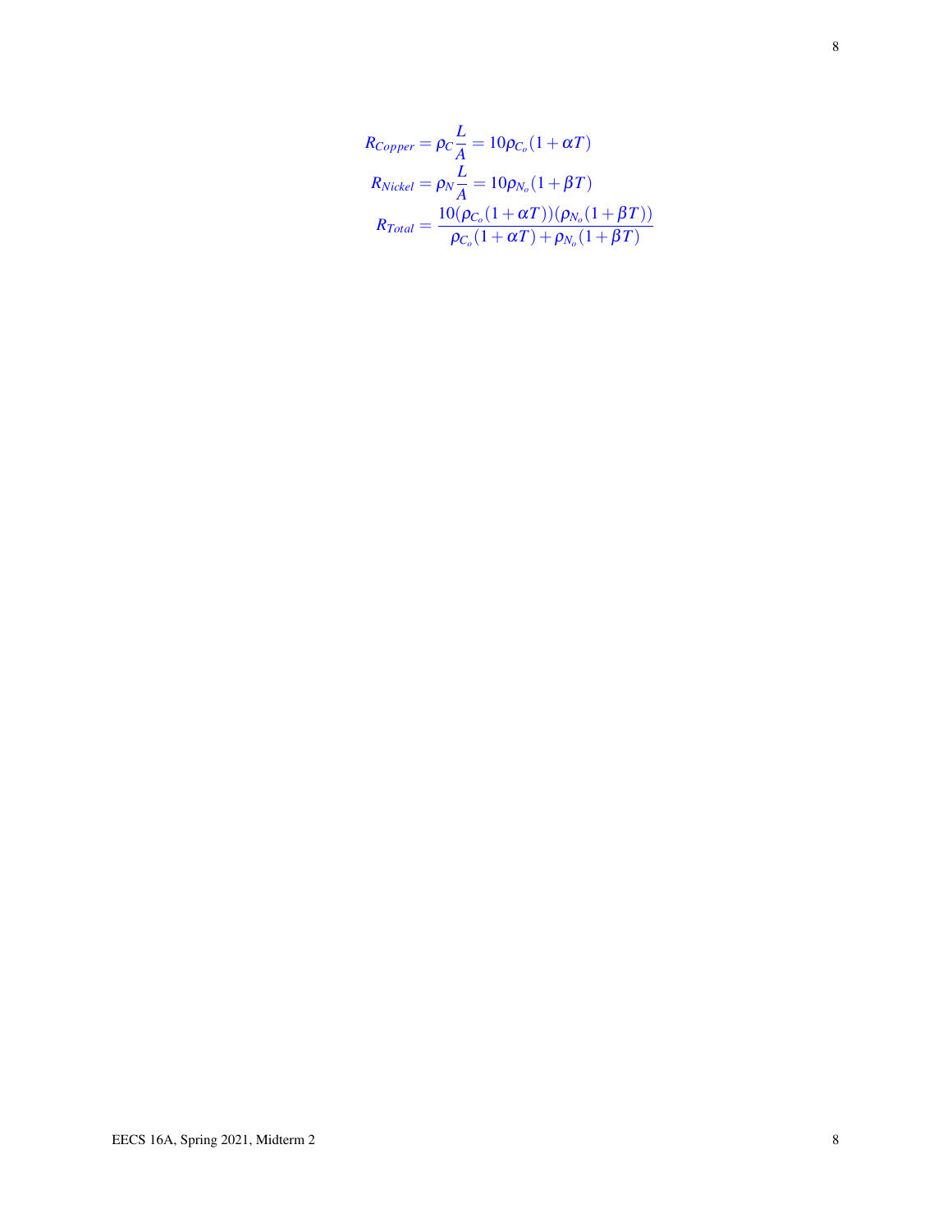$$R_{Copper} = \rho_C \frac{L}{A} = 10\rho_{C_o}(1+\alpha T)$$

$$R_{Nickel} = \rho_N \frac{L}{A} = 10\rho_{N_o}(1+\beta T)$$

$$R_{Total} = \frac{10(\rho_{C_o}(1+\alpha T))(\rho_{N_o}(1+\beta T))}{\rho_{C_o}(1+\alpha T)+\rho_{N_o}(1+\beta T)}$$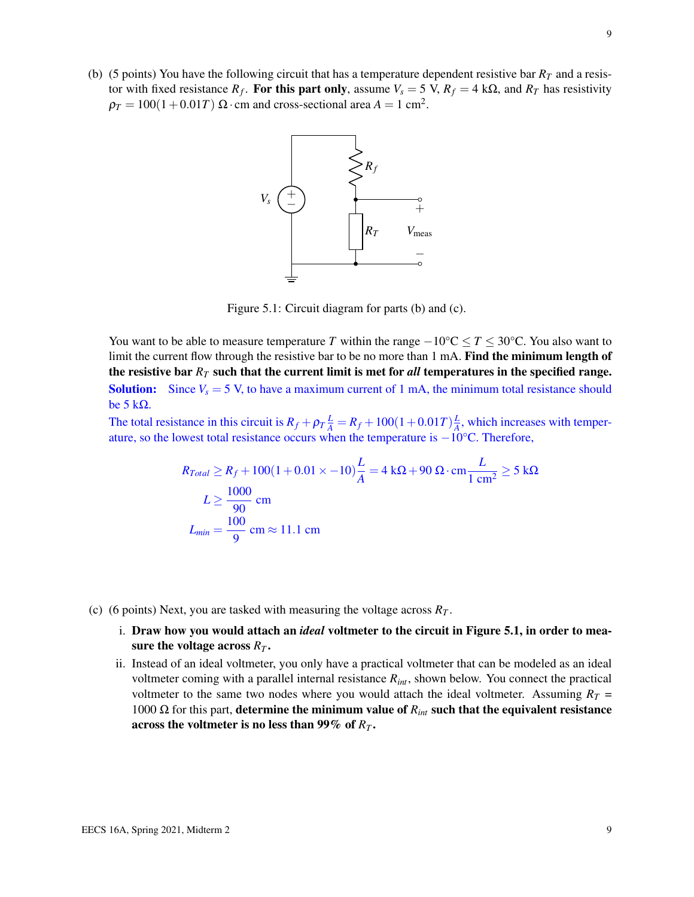(b) (5 points) You have the following circuit that has a temperature dependent resistive bar $R_T$ and a resistor with fixed resistance $R_f$. **For this part only**, assume $V_s = 5$ V, $R_f = 4$ kΩ, and $R_T$ has resistivity $\rho_T = 100(1+0.01T)$ Ω·cm and cross-sectional area $A = 1$ cm$^2$.

Figure 5.1: Circuit diagram for parts (b) and (c).

You want to be able to measure temperature $T$ within the range $-10°\text{C} \leq T \leq 30°\text{C}$. You also want to limit the current flow through the resistive bar to be no more than 1 mA. **Find the minimum length of the resistive bar $R_T$ such that the current limit is met for *all* temperatures in the specified range.**

**Solution:** Since $V_s = 5$ V, to have a maximum current of 1 mA, the minimum total resistance should be 5 kΩ.

The total resistance in this circuit is $R_f + \rho_T \frac{L}{A} = R_f + 100(1+0.01T)\frac{L}{A}$, which increases with temperature, so the lowest total resistance occurs when the temperature is $-10°$C. Therefore,

$$R_{Total} \geq R_f + 100(1+0.01\times -10)\frac{L}{A} = 4\text{ k}\Omega + 90\ \Omega\cdot\text{cm}\frac{L}{1\text{ cm}^2} \geq 5\text{ k}\Omega$$

$$L \geq \frac{1000}{90}\text{ cm}$$

$$L_{min} = \frac{100}{9}\text{ cm} \approx 11.1\text{ cm}$$

(c) (6 points) Next, you are tasked with measuring the voltage across $R_T$.

i. **Draw how you would attach an *ideal* voltmeter to the circuit in Figure 5.1, in order to measure the voltage across $R_T$.**

ii. Instead of an ideal voltmeter, you only have a practical voltmeter that can be modeled as an ideal voltmeter coming with a parallel internal resistance $R_{int}$, shown below. You connect the practical voltmeter to the same two nodes where you would attach the ideal voltmeter. Assuming $R_T$ = 1000 Ω for this part, **determine the minimum value of $R_{int}$ such that the equivalent resistance across the voltmeter is no less than 99% of $R_T$.**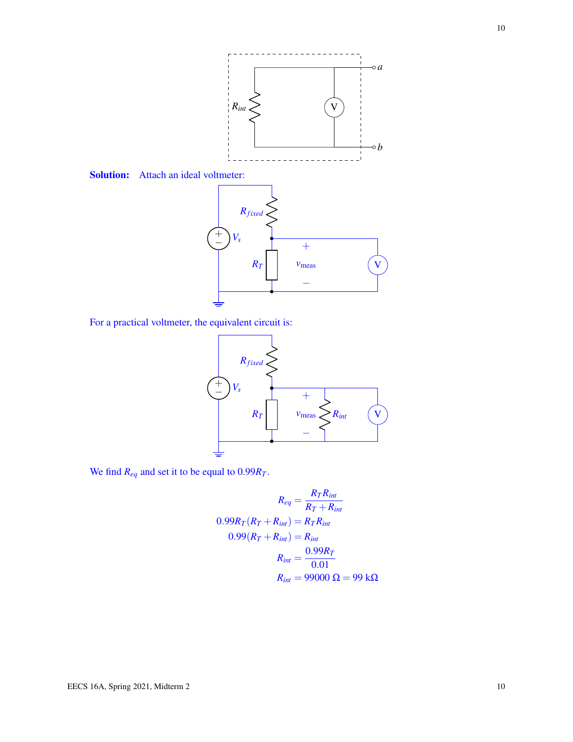**Solution:** Attach an ideal voltmeter:

For a practical voltmeter, the equivalent circuit is:

We find $R_{eq}$ and set it to be equal to $0.99R_T$.

$$
\begin{aligned}
R_{eq} &= \frac{R_T R_{int}}{R_T + R_{int}} \\
0.99R_T(R_T + R_{int}) &= R_T R_{int} \\
0.99(R_T + R_{int}) &= R_{int} \\
R_{int} &= \frac{0.99R_T}{0.01} \\
R_{int} &= 99000\ \Omega = 99\ \text{k}\Omega
\end{aligned}
$$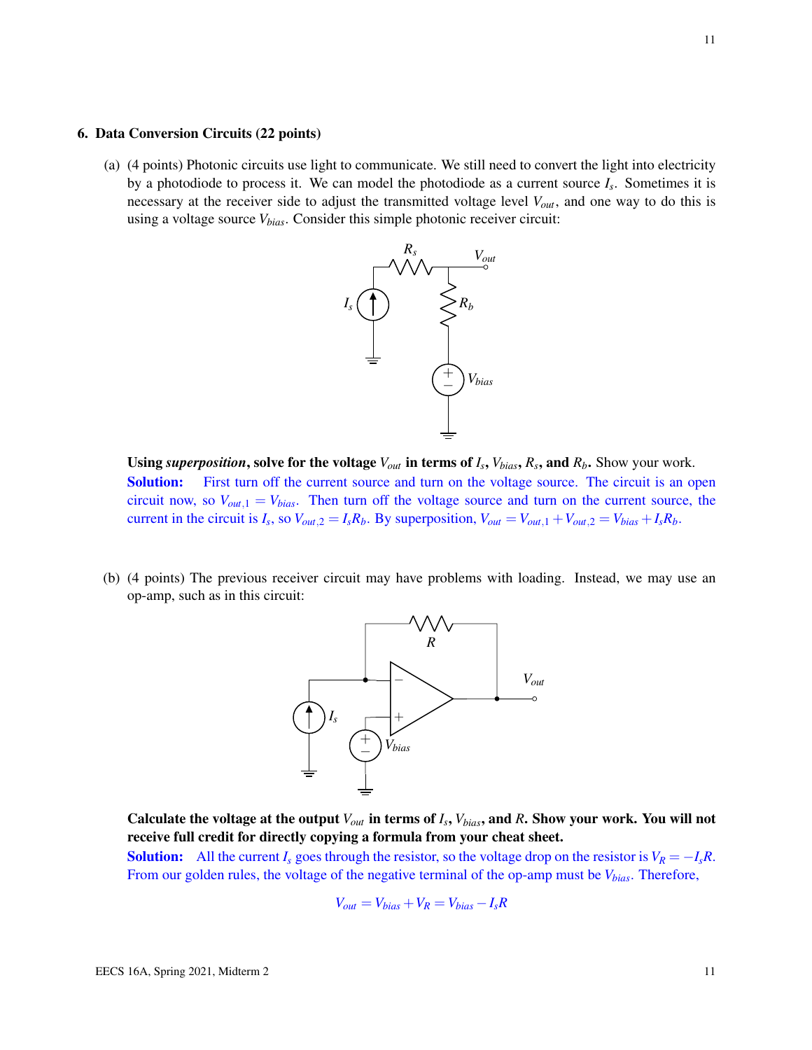## 6. Data Conversion Circuits (22 points)

(a) (4 points) Photonic circuits use light to communicate. We still need to convert the light into electricity by a photodiode to process it. We can model the photodiode as a current source $I_s$. Sometimes it is necessary at the receiver side to adjust the transmitted voltage level $V_{out}$, and one way to do this is using a voltage source $V_{bias}$. Consider this simple photonic receiver circuit:

**Using *superposition*, solve for the voltage $V_{out}$ in terms of $I_s$, $V_{bias}$, $R_s$, and $R_b$.** Show your work.

**Solution:** First turn off the current source and turn on the voltage source. The circuit is an open circuit now, so $V_{out,1} = V_{bias}$. Then turn off the voltage source and turn on the current source, the current in the circuit is $I_s$, so $V_{out,2} = I_s R_b$. By superposition, $V_{out} = V_{out,1} + V_{out,2} = V_{bias} + I_s R_b$.

(b) (4 points) The previous receiver circuit may have problems with loading. Instead, we may use an op-amp, such as in this circuit:

**Calculate the voltage at the output $V_{out}$ in terms of $I_s$, $V_{bias}$, and $R$. Show your work. You will not receive full credit for directly copying a formula from your cheat sheet.**

**Solution:** All the current $I_s$ goes through the resistor, so the voltage drop on the resistor is $V_R = -I_s R$. From our golden rules, the voltage of the negative terminal of the op-amp must be $V_{bias}$. Therefore,

$$V_{out} = V_{bias} + V_R = V_{bias} - I_s R$$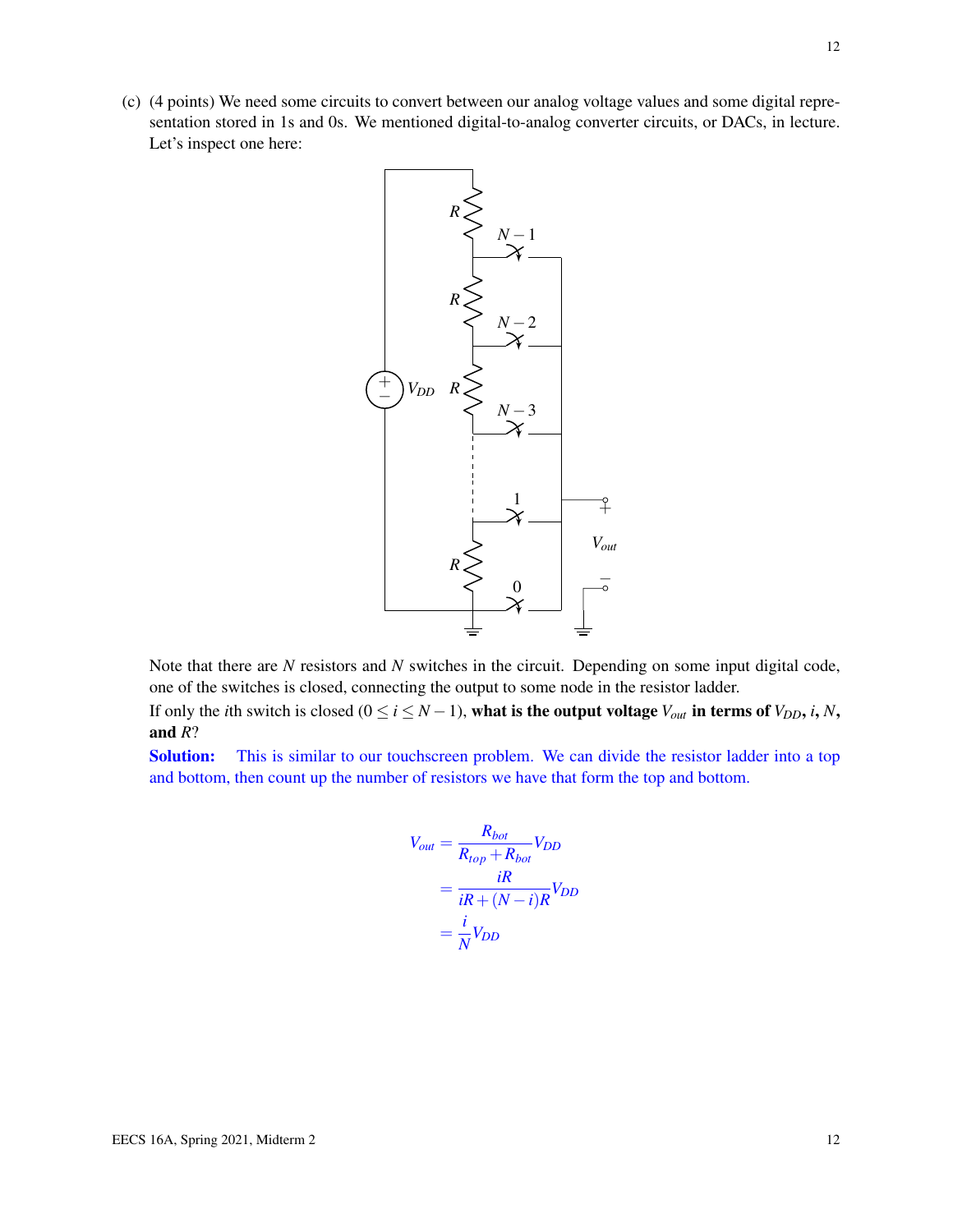(c) (4 points) We need some circuits to convert between our analog voltage values and some digital representation stored in 1s and 0s. We mentioned digital-to-analog converter circuits, or DACs, in lecture. Let's inspect one here:

Note that there are $N$ resistors and $N$ switches in the circuit. Depending on some input digital code, one of the switches is closed, connecting the output to some node in the resistor ladder.

If only the $i$th switch is closed ($0 \leq i \leq N-1$), **what is the output voltage $V_{out}$ in terms of $V_{DD}$, $i$, $N$, and $R$?**

**Solution:** This is similar to our touchscreen problem. We can divide the resistor ladder into a top and bottom, then count up the number of resistors we have that form the top and bottom.

$$
\begin{aligned}
V_{out} &= \frac{R_{bot}}{R_{top} + R_{bot}} V_{DD} \\
&= \frac{iR}{iR + (N-i)R} V_{DD} \\
&= \frac{i}{N} V_{DD}
\end{aligned}
$$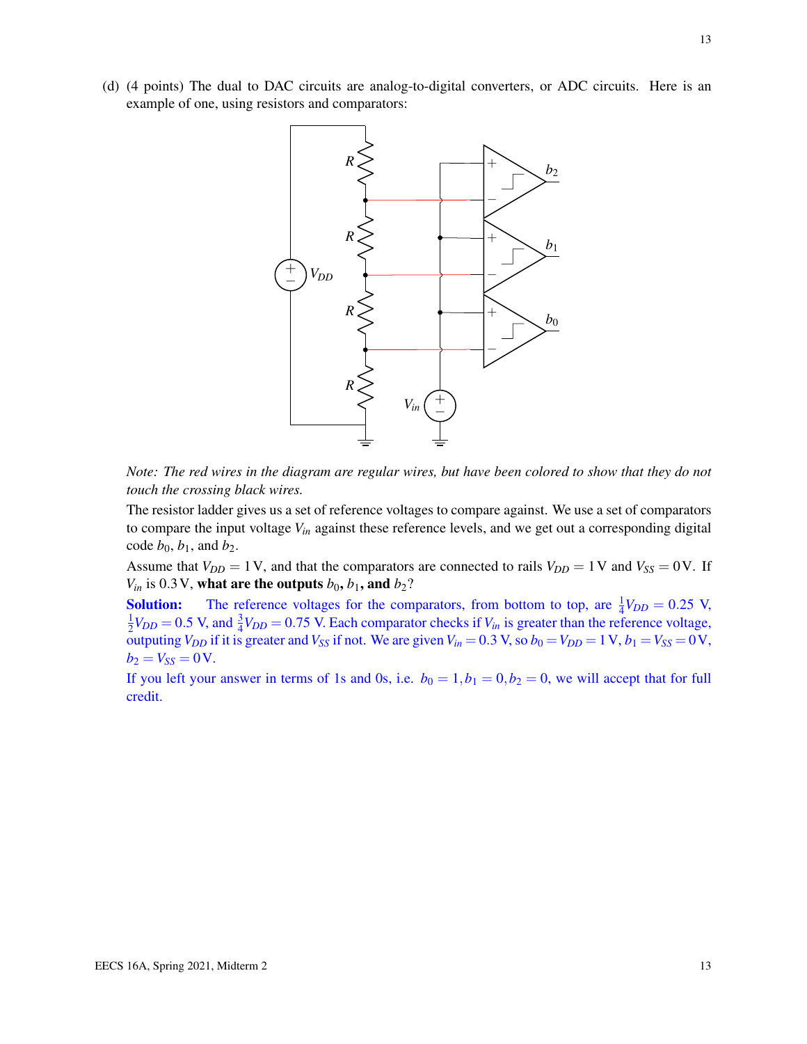(d) (4 points) The dual to DAC circuits are analog-to-digital converters, or ADC circuits. Here is an example of one, using resistors and comparators:

*Note: The red wires in the diagram are regular wires, but have been colored to show that they do not touch the crossing black wires.*

The resistor ladder gives us a set of reference voltages to compare against. We use a set of comparators to compare the input voltage $V_{in}$ against these reference levels, and we get out a corresponding digital code $b_0$, $b_1$, and $b_2$.

Assume that $V_{DD} = 1\,\text{V}$, and that the comparators are connected to rails $V_{DD} = 1\,\text{V}$ and $V_{SS} = 0\,\text{V}$. If $V_{in}$ is $0.3\,\text{V}$, **what are the outputs $b_0$, $b_1$, and $b_2$?**

**Solution:** The reference voltages for the comparators, from bottom to top, are $\frac{1}{4}V_{DD} = 0.25$ V, $\frac{1}{2}V_{DD} = 0.5$ V, and $\frac{3}{4}V_{DD} = 0.75$ V. Each comparator checks if $V_{in}$ is greater than the reference voltage, outputting $V_{DD}$ if it is greater and $V_{SS}$ if not. We are given $V_{in} = 0.3$ V, so $b_0 = V_{DD} = 1\,\text{V}$, $b_1 = V_{SS} = 0\,\text{V}$, $b_2 = V_{SS} = 0\,\text{V}$.

If you left your answer in terms of 1s and 0s, i.e. $b_0 = 1, b_1 = 0, b_2 = 0$, we will accept that for full credit.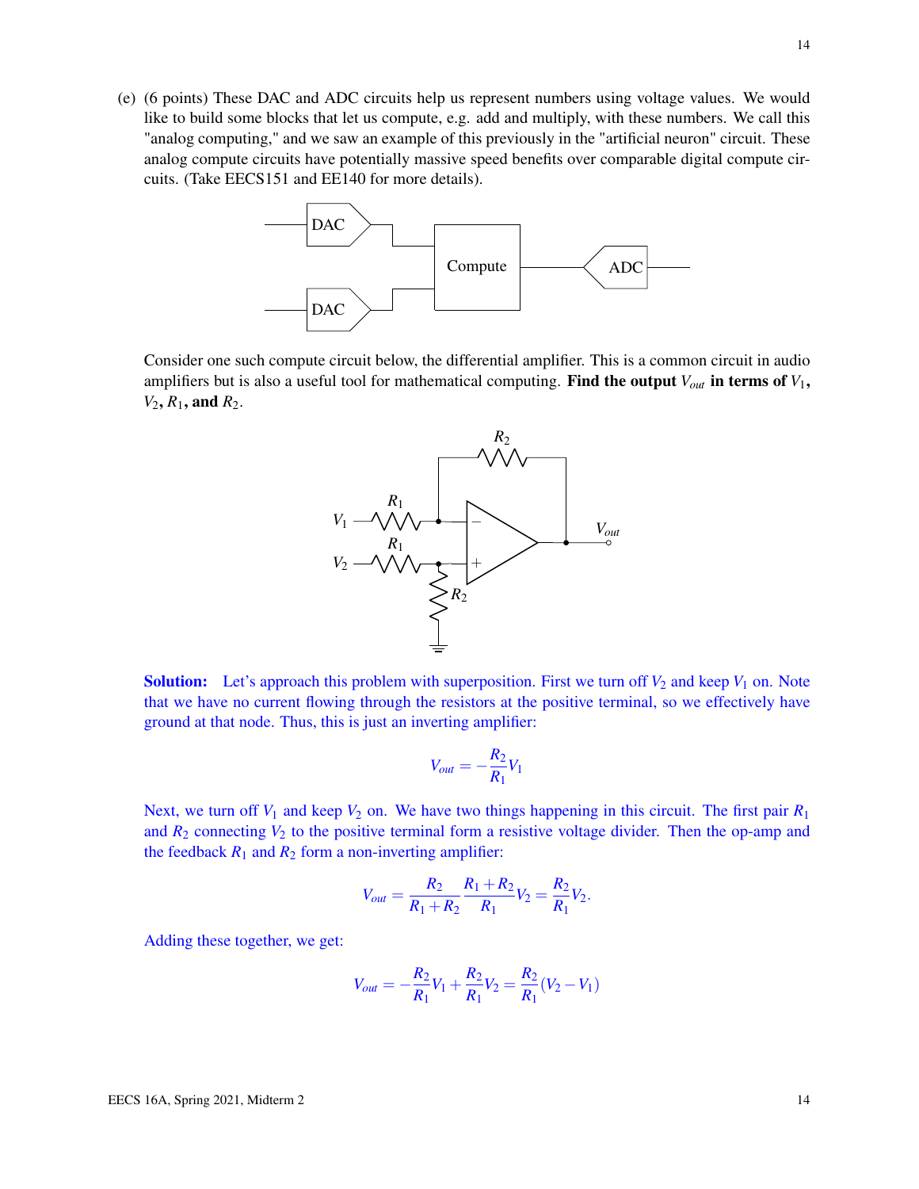(e) (6 points) These DAC and ADC circuits help us represent numbers using voltage values. We would like to build some blocks that let us compute, e.g. add and multiply, with these numbers. We call this "analog computing," and we saw an example of this previously in the "artificial neuron" circuit. These analog compute circuits have potentially massive speed benefits over comparable digital compute circuits. (Take EECS151 and EE140 for more details).

Consider one such compute circuit below, the differential amplifier. This is a common circuit in audio amplifiers but is also a useful tool for mathematical computing. **Find the output $V_{out}$ in terms of $V_1$, $V_2$, $R_1$, and $R_2$.**

**Solution:** Let's approach this problem with superposition. First we turn off $V_2$ and keep $V_1$ on. Note that we have no current flowing through the resistors at the positive terminal, so we effectively have ground at that node. Thus, this is just an inverting amplifier:

$$V_{out} = -\frac{R_2}{R_1}V_1$$

Next, we turn off $V_1$ and keep $V_2$ on. We have two things happening in this circuit. The first pair $R_1$ and $R_2$ connecting $V_2$ to the positive terminal form a resistive voltage divider. Then the op-amp and the feedback $R_1$ and $R_2$ form a non-inverting amplifier:

$$V_{out} = \frac{R_2}{R_1 + R_2}\frac{R_1 + R_2}{R_1}V_2 = \frac{R_2}{R_1}V_2.$$

Adding these together, we get:

$$V_{out} = -\frac{R_2}{R_1}V_1 + \frac{R_2}{R_1}V_2 = \frac{R_2}{R_1}(V_2 - V_1)$$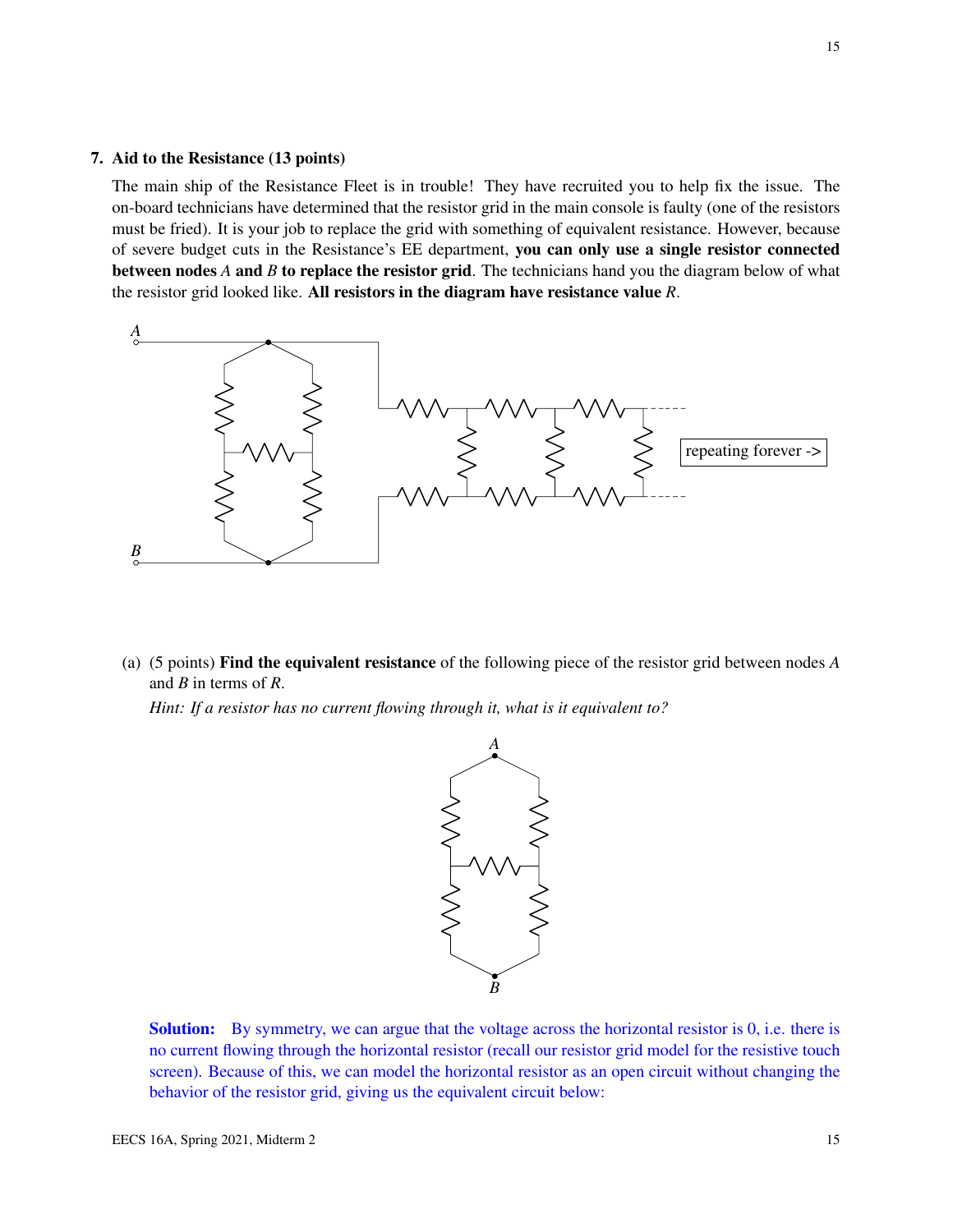## 7. Aid to the Resistance (13 points)

The main ship of the Resistance Fleet is in trouble! They have recruited you to help fix the issue. The on-board technicians have determined that the resistor grid in the main console is faulty (one of the resistors must be fried). It is your job to replace the grid with something of equivalent resistance. However, because of severe budget cuts in the Resistance's EE department, **you can only use a single resistor connected between nodes *A* and *B* to replace the resistor grid**. The technicians hand you the diagram below of what the resistor grid looked like. **All resistors in the diagram have resistance value *R*.**

(a) (5 points) **Find the equivalent resistance** of the following piece of the resistor grid between nodes *A* and *B* in terms of *R*.

*Hint: If a resistor has no current flowing through it, what is it equivalent to?*

**Solution:** By symmetry, we can argue that the voltage across the horizontal resistor is 0, i.e. there is no current flowing through the horizontal resistor (recall our resistor grid model for the resistive touch screen). Because of this, we can model the horizontal resistor as an open circuit without changing the behavior of the resistor grid, giving us the equivalent circuit below: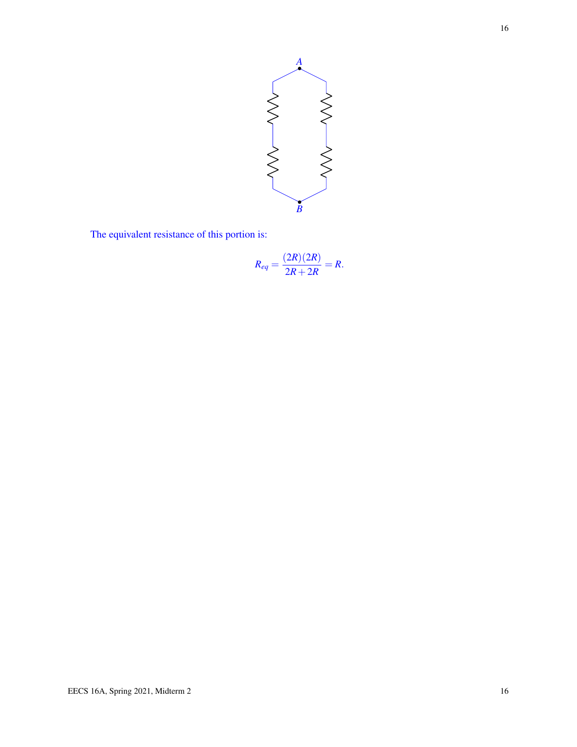The equivalent resistance of this portion is:

$$R_{eq} = \frac{(2R)(2R)}{2R+2R} = R.$$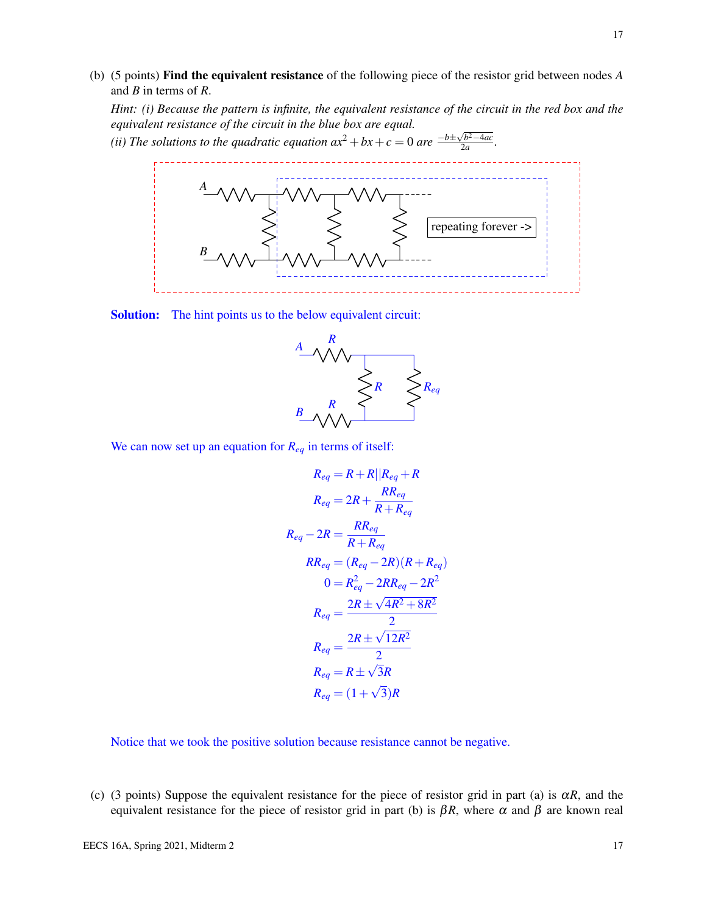(b) (5 points) **Find the equivalent resistance** of the following piece of the resistor grid between nodes $A$ and $B$ in terms of $R$.

*Hint: (i) Because the pattern is infinite, the equivalent resistance of the circuit in the red box and the equivalent resistance of the circuit in the blue box are equal.*

*(ii) The solutions to the quadratic equation $ax^2 + bx + c = 0$ are $\frac{-b \pm \sqrt{b^2 - 4ac}}{2a}$.*

**Solution:** The hint points us to the below equivalent circuit:

We can now set up an equation for $R_{eq}$ in terms of itself:

$$R_{eq} = R + R||R_{eq} + R$$

$$R_{eq} = 2R + \frac{RR_{eq}}{R + R_{eq}}$$

$$R_{eq} - 2R = \frac{RR_{eq}}{R + R_{eq}}$$

$$RR_{eq} = (R_{eq} - 2R)(R + R_{eq})$$

$$0 = R_{eq}^2 - 2RR_{eq} - 2R^2$$

$$R_{eq} = \frac{2R \pm \sqrt{4R^2 + 8R^2}}{2}$$

$$R_{eq} = \frac{2R \pm \sqrt{12R^2}}{2}$$

$$R_{eq} = R \pm \sqrt{3}R$$

$$R_{eq} = (1 + \sqrt{3})R$$

Notice that we took the positive solution because resistance cannot be negative.

(c) (3 points) Suppose the equivalent resistance for the piece of resistor grid in part (a) is $\alpha R$, and the equivalent resistance for the piece of resistor grid in part (b) is $\beta R$, where $\alpha$ and $\beta$ are known real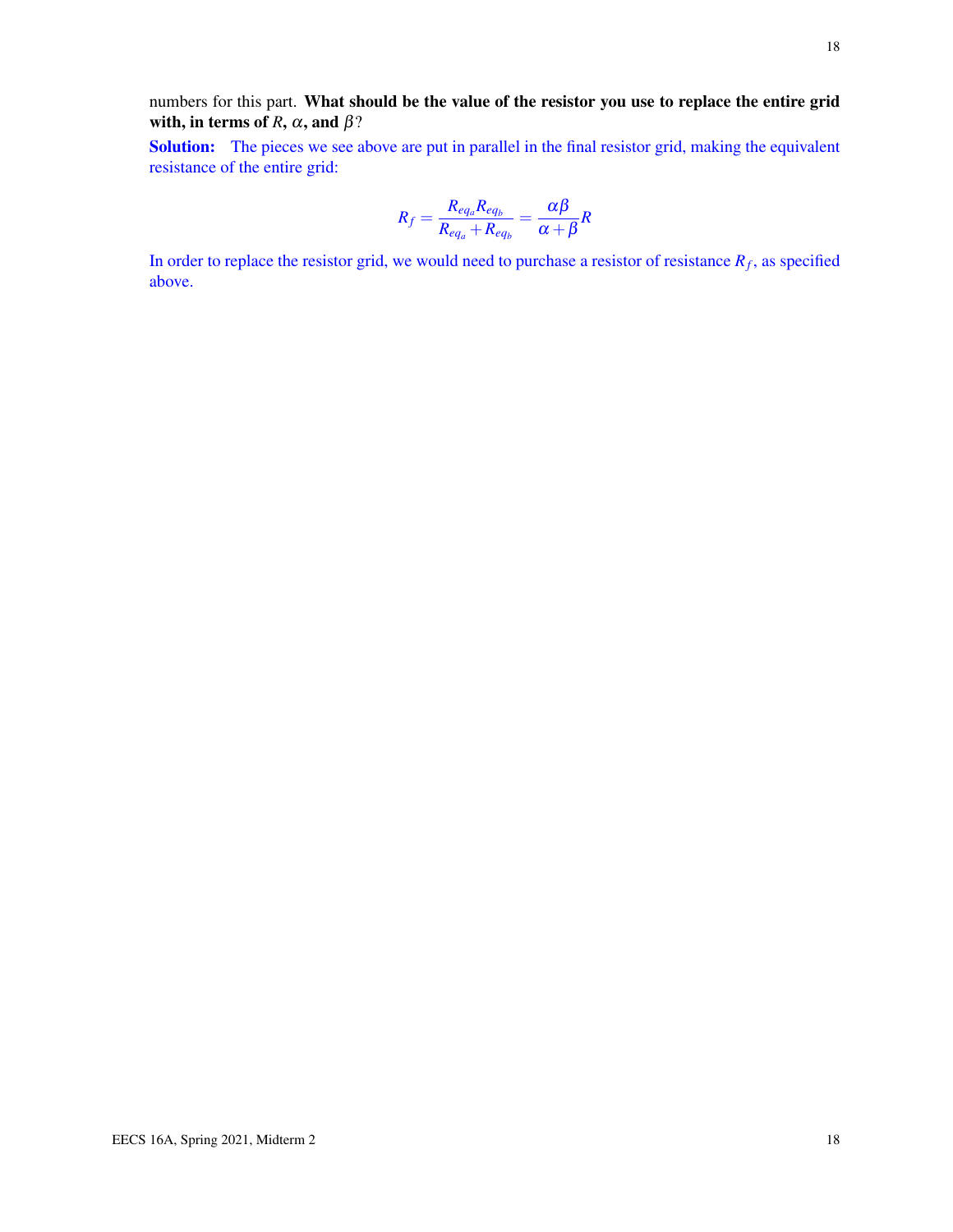numbers for this part. **What should be the value of the resistor you use to replace the entire grid with, in terms of $R$, $\alpha$, and $\beta$?**

**Solution:** The pieces we see above are put in parallel in the final resistor grid, making the equivalent resistance of the entire grid:

$$R_f = \frac{R_{eq_a} R_{eq_b}}{R_{eq_a} + R_{eq_b}} = \frac{\alpha\beta}{\alpha + \beta} R$$

In order to replace the resistor grid, we would need to purchase a resistor of resistance $R_f$, as specified above.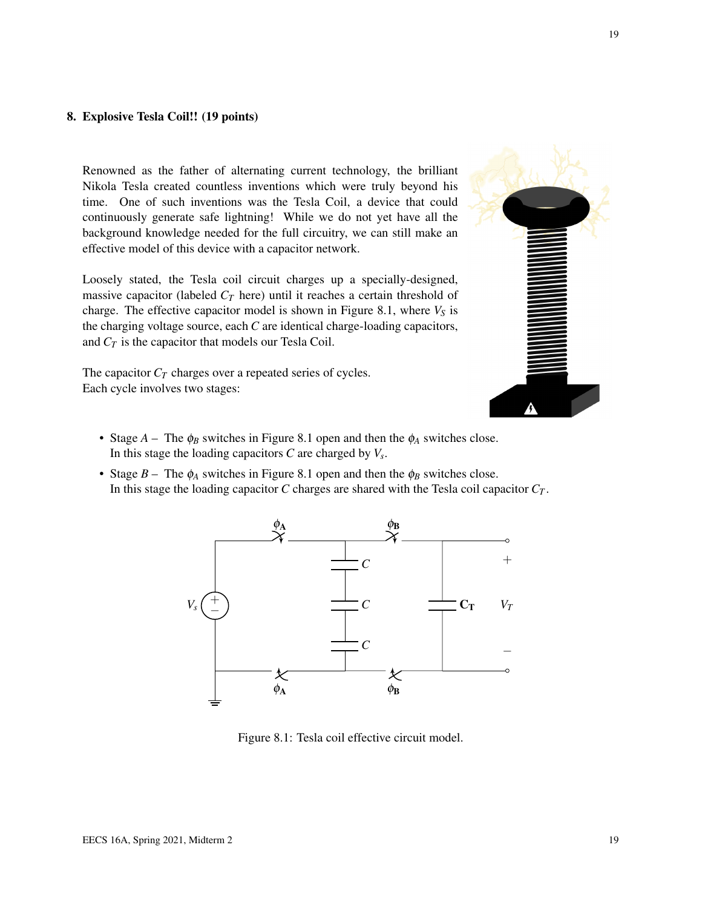## 8. Explosive Tesla Coil!! (19 points)

Renowned as the father of alternating current technology, the brilliant Nikola Tesla created countless inventions which were truly beyond his time. One of such inventions was the Tesla Coil, a device that could continuously generate safe lightning! While we do not yet have all the background knowledge needed for the full circuitry, we can still make an effective model of this device with a capacitor network.

Loosely stated, the Tesla coil circuit charges up a specially-designed, massive capacitor (labeled $C_T$ here) until it reaches a certain threshold of charge. The effective capacitor model is shown in Figure 8.1, where $V_S$ is the charging voltage source, each $C$ are identical charge-loading capacitors, and $C_T$ is the capacitor that models our Tesla Coil.

The capacitor $C_T$ charges over a repeated series of cycles.
Each cycle involves two stages:

- Stage $A$ – The $\phi_B$ switches in Figure 8.1 open and then the $\phi_A$ switches close.
  In this stage the loading capacitors $C$ are charged by $V_s$.
- Stage $B$ – The $\phi_A$ switches in Figure 8.1 open and then the $\phi_B$ switches close.
  In this stage the loading capacitor $C$ charges are shared with the Tesla coil capacitor $C_T$.

Figure 8.1: Tesla coil effective circuit model.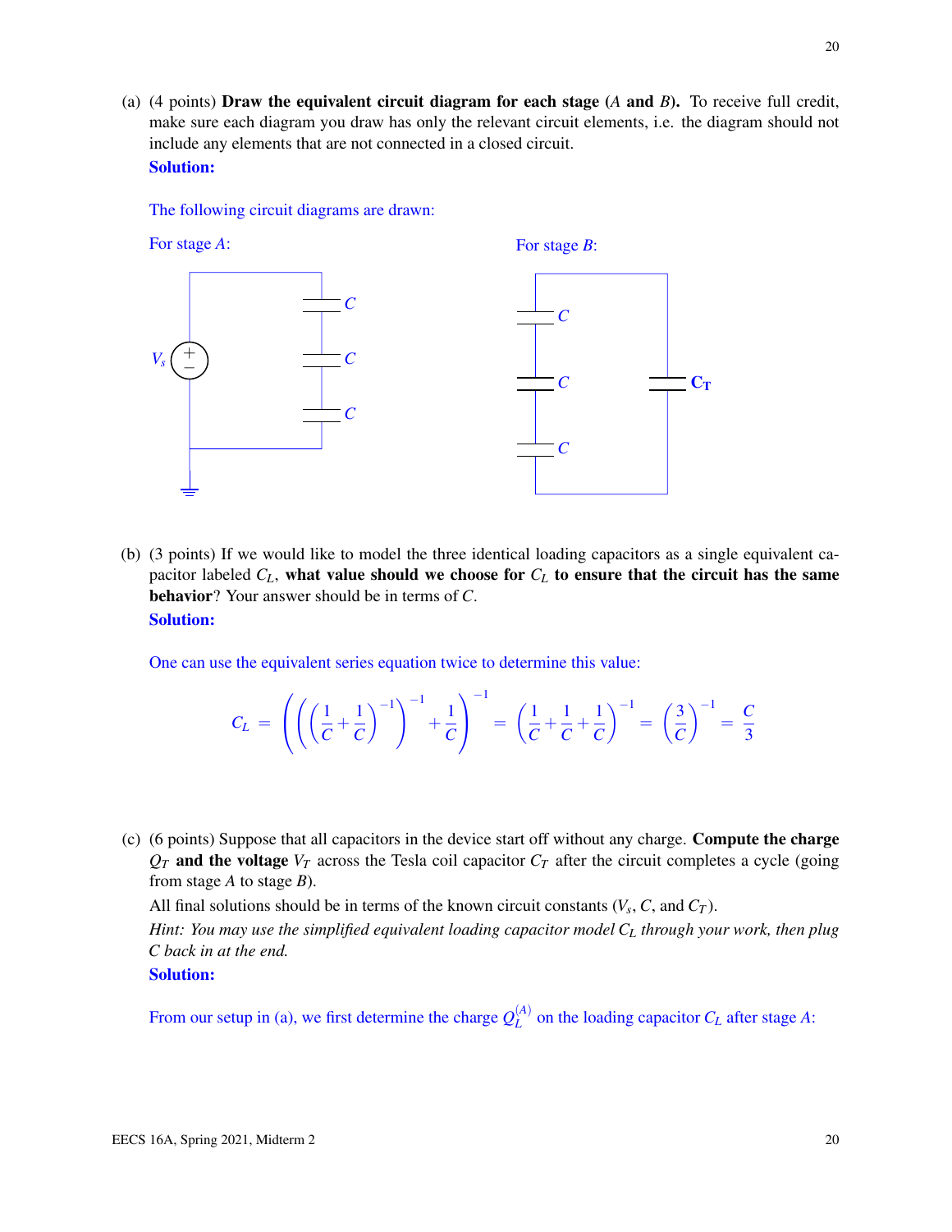(a) (4 points) **Draw the equivalent circuit diagram for each stage (*A* and *B*).** To receive full credit, make sure each diagram you draw has only the relevant circuit elements, i.e. the diagram should not include any elements that are not connected in a closed circuit.

**Solution:**

The following circuit diagrams are drawn:

For stage *A*:

For stage *B*:

(b) (3 points) If we would like to model the three identical loading capacitors as a single equivalent capacitor labeled $C_L$, **what value should we choose for $C_L$ to ensure that the circuit has the same behavior**? Your answer should be in terms of $C$.

**Solution:**

One can use the equivalent series equation twice to determine this value:

$$C_L = \left(\left(\left(\frac{1}{C}+\frac{1}{C}\right)^{-1}\right)^{-1}+\frac{1}{C}\right)^{-1} = \left(\frac{1}{C}+\frac{1}{C}+\frac{1}{C}\right)^{-1} = \left(\frac{3}{C}\right)^{-1} = \frac{C}{3}$$

(c) (6 points) Suppose that all capacitors in the device start off without any charge. **Compute the charge $Q_T$ and the voltage $V_T$** across the Tesla coil capacitor $C_T$ after the circuit completes a cycle (going from stage *A* to stage *B*).

All final solutions should be in terms of the known circuit constants ($V_s$, $C$, and $C_T$).

*Hint: You may use the simplified equivalent loading capacitor model $C_L$ through your work, then plug $C$ back in at the end.*

**Solution:**

From our setup in (a), we first determine the charge $Q_L^{(A)}$ on the loading capacitor $C_L$ after stage *A*: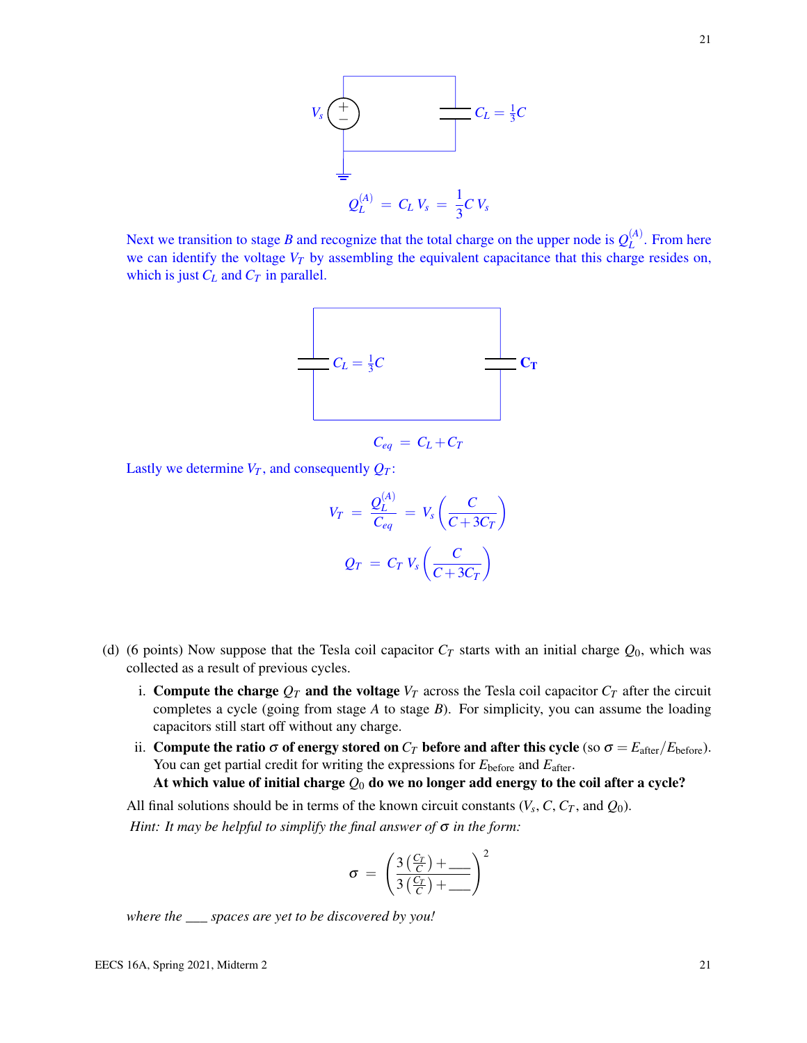$V_s$ $C_L = \frac{1}{3}C$

$$Q_L^{(A)} = C_L V_s = \frac{1}{3} C V_s$$

Next we transition to stage $B$ and recognize that the total charge on the upper node is $Q_L^{(A)}$. From here we can identify the voltage $V_T$ by assembling the equivalent capacitance that this charge resides on, which is just $C_L$ and $C_T$ in parallel.

$C_L = \frac{1}{3}C$ $\quad$ $\mathbf{C_T}$

$$C_{eq} = C_L + C_T$$

Lastly we determine $V_T$, and consequently $Q_T$:

$$V_T = \frac{Q_L^{(A)}}{C_{eq}} = V_s \left( \frac{C}{C + 3C_T} \right)$$

$$Q_T = C_T V_s \left( \frac{C}{C + 3C_T} \right)$$

(d) (6 points) Now suppose that the Tesla coil capacitor $C_T$ starts with an initial charge $Q_0$, which was collected as a result of previous cycles.

i. **Compute the charge $Q_T$ and the voltage $V_T$** across the Tesla coil capacitor $C_T$ after the circuit completes a cycle (going from stage $A$ to stage $B$). For simplicity, you can assume the loading capacitors still start off without any charge.

ii. **Compute the ratio $\sigma$ of energy stored on $C_T$ before and after this cycle** (so $\sigma = E_{\text{after}}/E_{\text{before}}$). You can get partial credit for writing the expressions for $E_{\text{before}}$ and $E_{\text{after}}$.
**At which value of initial charge $Q_0$ do we no longer add energy to the coil after a cycle?**

All final solutions should be in terms of the known circuit constants ($V_s$, $C$, $C_T$, and $Q_0$).

*Hint: It may be helpful to simplify the final answer of $\sigma$ in the form:*

$$\sigma = \left( \frac{3\left(\frac{C_T}{C}\right) + \_\_\_}{3\left(\frac{C_T}{C}\right) + \_\_\_} \right)^2$$

*where the ___ spaces are yet to be discovered by you!*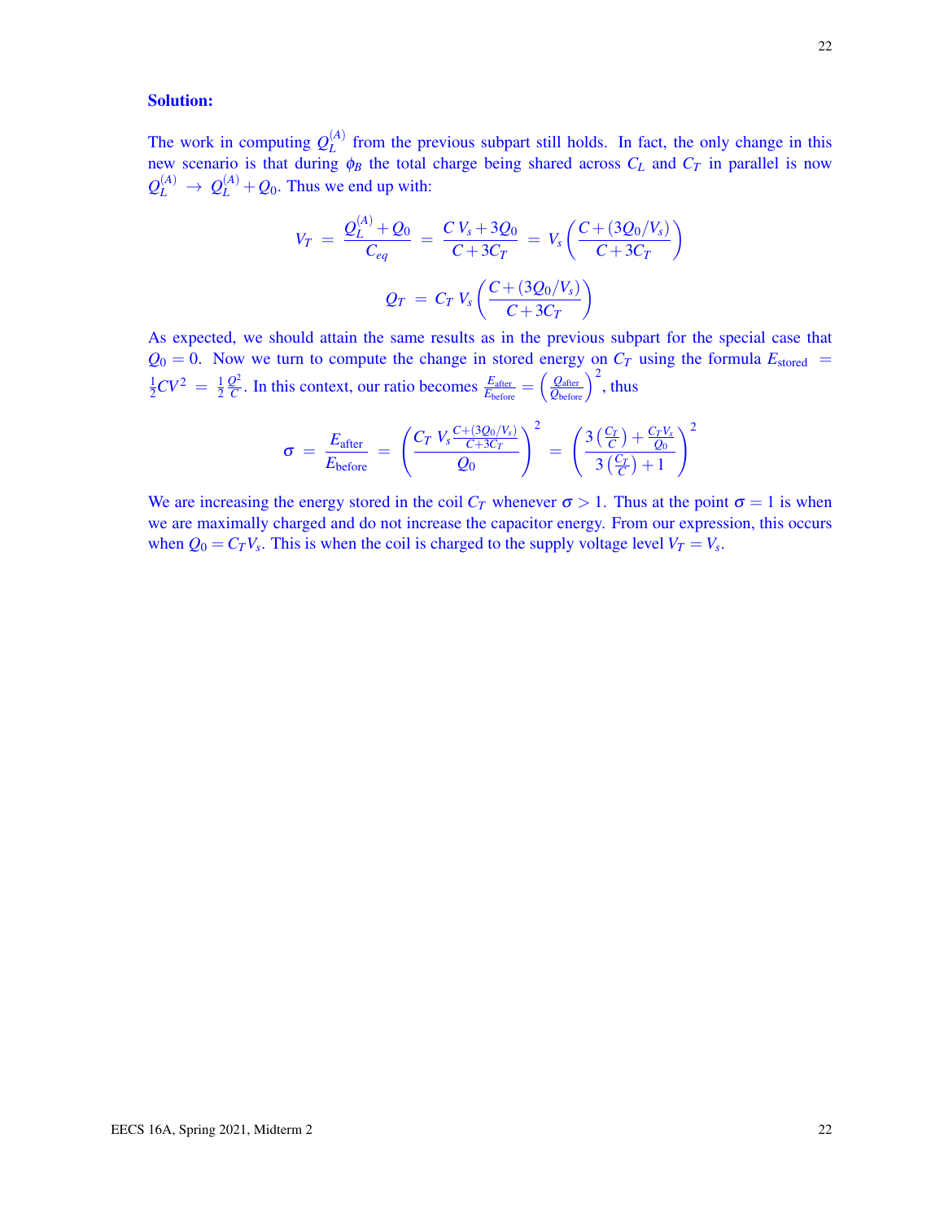**Solution:**

The work in computing $Q_L^{(A)}$ from the previous subpart still holds. In fact, the only change in this new scenario is that during $\phi_B$ the total charge being shared across $C_L$ and $C_T$ in parallel is now $Q_L^{(A)} \rightarrow Q_L^{(A)} + Q_0$. Thus we end up with:

$$V_T = \frac{Q_L^{(A)} + Q_0}{C_{eq}} = \frac{C\,V_s + 3Q_0}{C + 3C_T} = V_s \left( \frac{C + (3Q_0/V_s)}{C + 3C_T} \right)$$

$$Q_T = C_T\,V_s \left( \frac{C + (3Q_0/V_s)}{C + 3C_T} \right)$$

As expected, we should attain the same results as in the previous subpart for the special case that $Q_0 = 0$. Now we turn to compute the change in stored energy on $C_T$ using the formula $E_{\text{stored}} = \frac{1}{2}CV^2 = \frac{1}{2}\frac{Q^2}{C}$. In this context, our ratio becomes $\frac{E_{\text{after}}}{E_{\text{before}}} = \left(\frac{Q_{\text{after}}}{Q_{\text{before}}}\right)^2$, thus

$$\sigma = \frac{E_{\text{after}}}{E_{\text{before}}} = \left( \frac{C_T\,V_s \frac{C + (3Q_0/V_s)}{C + 3C_T}}{Q_0} \right)^2 = \left( \frac{3\left(\frac{C_T}{C}\right) + \frac{C_T V_s}{Q_0}}{3\left(\frac{C_T}{C}\right) + 1} \right)^2$$

We are increasing the energy stored in the coil $C_T$ whenever $\sigma > 1$. Thus at the point $\sigma = 1$ is when we are maximally charged and do not increase the capacitor energy. From our expression, this occurs when $Q_0 = C_T V_s$. This is when the coil is charged to the supply voltage level $V_T = V_s$.